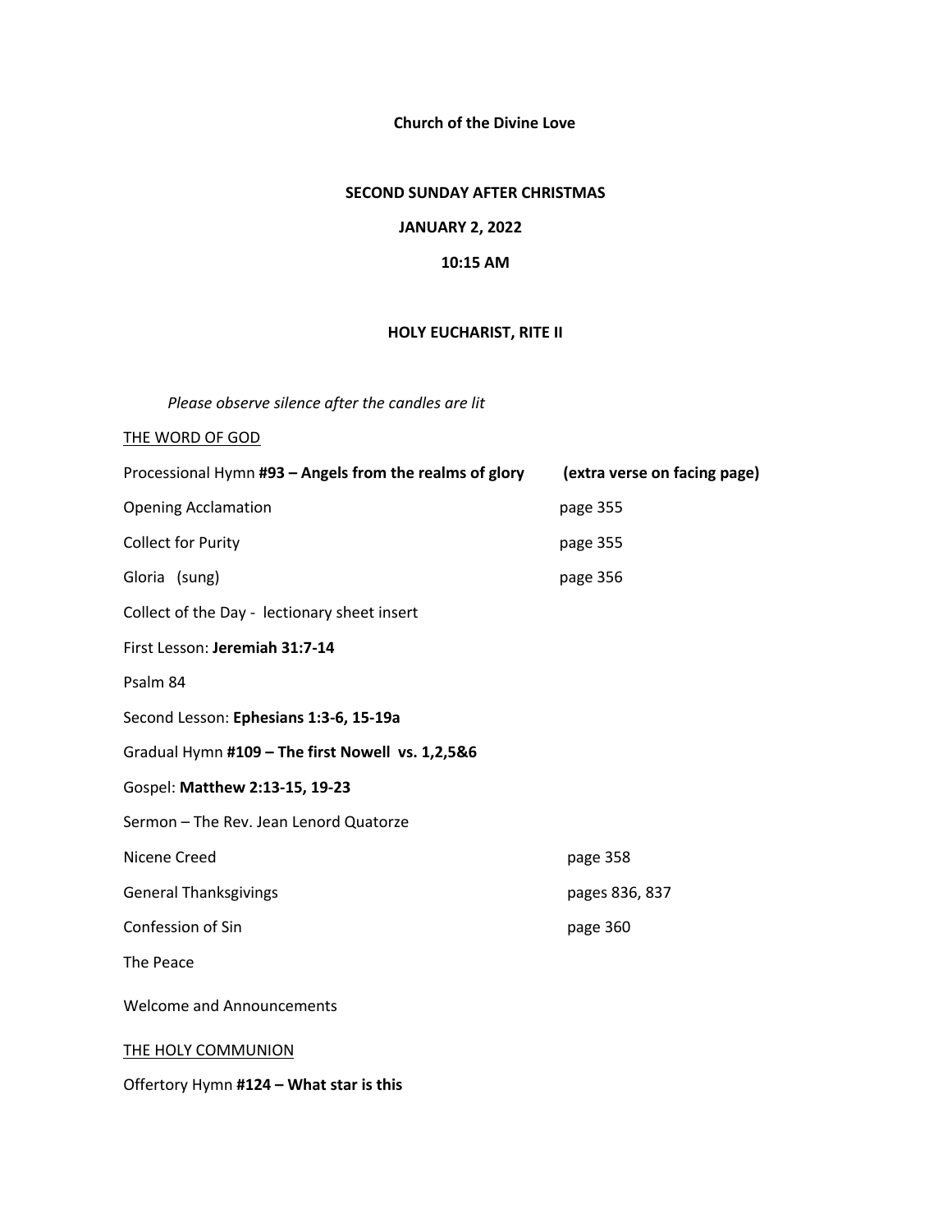**Church of the Divine Love**

**SECOND SUNDAY AFTER CHRISTMAS**

**JANUARY 2, 2022**

**10:15 AM**

**HOLY EUCHARIST, RITE II**

*Please observe silence after the candles are lit*

THE WORD OF GOD

Processional Hymn **#93 – Angels from the realms of glory** **(extra verse on facing page)**

Opening Acclamation page 355

Collect for Purity page 355

Gloria (sung) page 356

Collect of the Day - lectionary sheet insert

First Lesson: **Jeremiah 31:7-14**

Psalm 84

Second Lesson: **Ephesians 1:3-6, 15-19a**

Gradual Hymn **#109 – The first Nowell vs. 1,2,5&6**

Gospel: **Matthew 2:13-15, 19-23**

Sermon – The Rev. Jean Lenord Quatorze

Nicene Creed page 358

General Thanksgivings pages 836, 837

Confession of Sin page 360

The Peace

Welcome and Announcements

THE HOLY COMMUNION

Offertory Hymn **#124 – What star is this**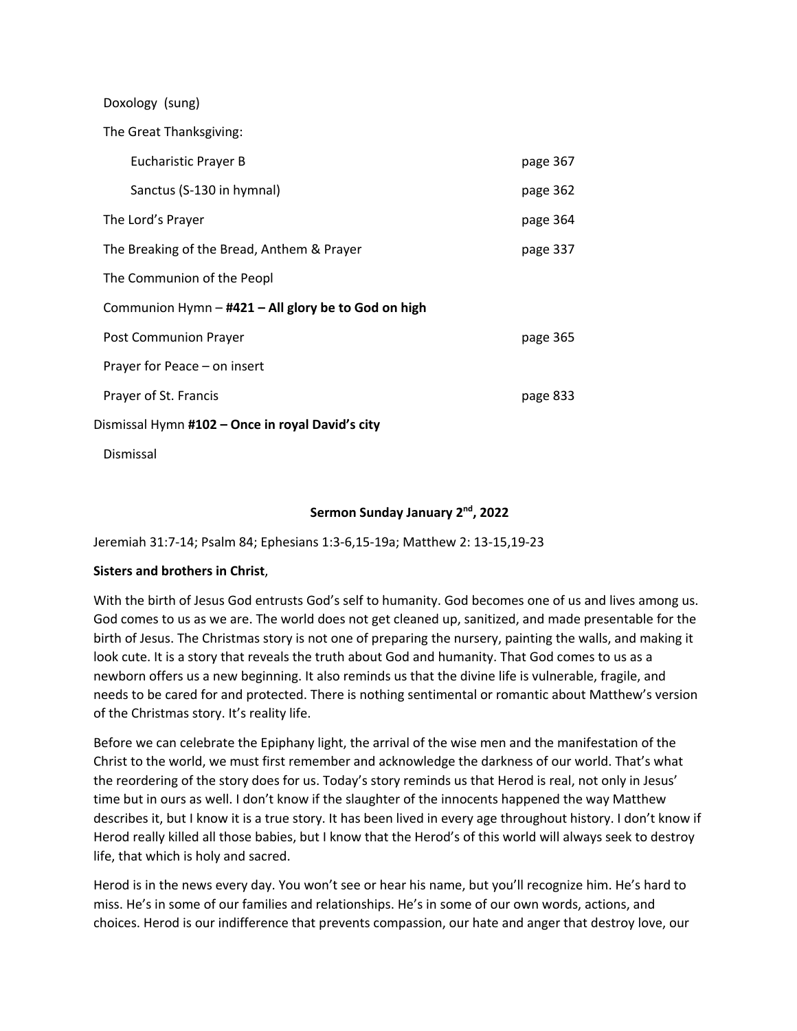Doxology (sung)

The Great Thanksgiving:

| | |
|---|---|
| Eucharistic Prayer B | page 367 |
| Sanctus (S-130 in hymnal) | page 362 |
| The Lord's Prayer | page 364 |
| The Breaking of the Bread, Anthem & Prayer | page 337 |
| The Communion of the Peopl | |
| Communion Hymn – **#421 – All glory be to God on high** | |
| Post Communion Prayer | page 365 |
| Prayer for Peace – on insert | |
| Prayer of St. Francis | page 833 |

Dismissal Hymn **#102 – Once in royal David's city**

Dismissal

**Sermon Sunday January 2nd, 2022**

Jeremiah 31:7-14; Psalm 84; Ephesians 1:3-6,15-19a; Matthew 2: 13-15,19-23

**Sisters and brothers in Christ**,

With the birth of Jesus God entrusts God's self to humanity. God becomes one of us and lives among us. God comes to us as we are. The world does not get cleaned up, sanitized, and made presentable for the birth of Jesus. The Christmas story is not one of preparing the nursery, painting the walls, and making it look cute. It is a story that reveals the truth about God and humanity. That God comes to us as a newborn offers us a new beginning. It also reminds us that the divine life is vulnerable, fragile, and needs to be cared for and protected. There is nothing sentimental or romantic about Matthew's version of the Christmas story. It's reality life.

Before we can celebrate the Epiphany light, the arrival of the wise men and the manifestation of the Christ to the world, we must first remember and acknowledge the darkness of our world. That's what the reordering of the story does for us. Today's story reminds us that Herod is real, not only in Jesus' time but in ours as well. I don't know if the slaughter of the innocents happened the way Matthew describes it, but I know it is a true story. It has been lived in every age throughout history. I don't know if Herod really killed all those babies, but I know that the Herod's of this world will always seek to destroy life, that which is holy and sacred.

Herod is in the news every day. You won't see or hear his name, but you'll recognize him. He's hard to miss. He's in some of our families and relationships. He's in some of our own words, actions, and choices. Herod is our indifference that prevents compassion, our hate and anger that destroy love, our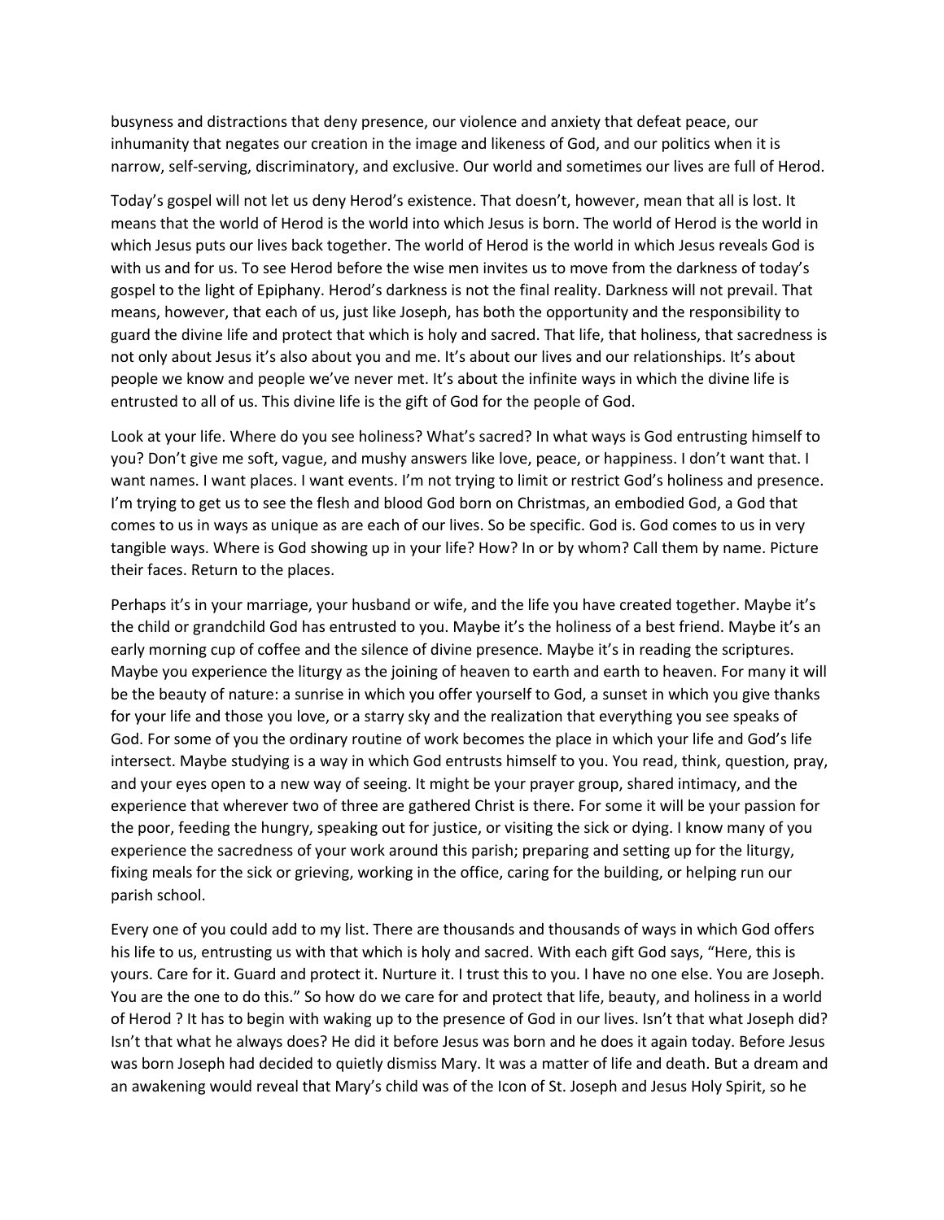busyness and distractions that deny presence, our violence and anxiety that defeat peace, our inhumanity that negates our creation in the image and likeness of God, and our politics when it is narrow, self-serving, discriminatory, and exclusive. Our world and sometimes our lives are full of Herod.

Today's gospel will not let us deny Herod's existence. That doesn't, however, mean that all is lost. It means that the world of Herod is the world into which Jesus is born. The world of Herod is the world in which Jesus puts our lives back together. The world of Herod is the world in which Jesus reveals God is with us and for us. To see Herod before the wise men invites us to move from the darkness of today's gospel to the light of Epiphany. Herod's darkness is not the final reality. Darkness will not prevail. That means, however, that each of us, just like Joseph, has both the opportunity and the responsibility to guard the divine life and protect that which is holy and sacred. That life, that holiness, that sacredness is not only about Jesus it's also about you and me. It's about our lives and our relationships. It's about people we know and people we've never met. It's about the infinite ways in which the divine life is entrusted to all of us. This divine life is the gift of God for the people of God.

Look at your life. Where do you see holiness? What's sacred? In what ways is God entrusting himself to you? Don't give me soft, vague, and mushy answers like love, peace, or happiness. I don't want that. I want names. I want places. I want events. I'm not trying to limit or restrict God's holiness and presence. I'm trying to get us to see the flesh and blood God born on Christmas, an embodied God, a God that comes to us in ways as unique as are each of our lives. So be specific. God is. God comes to us in very tangible ways. Where is God showing up in your life? How? In or by whom? Call them by name. Picture their faces. Return to the places.

Perhaps it's in your marriage, your husband or wife, and the life you have created together. Maybe it's the child or grandchild God has entrusted to you. Maybe it's the holiness of a best friend. Maybe it's an early morning cup of coffee and the silence of divine presence. Maybe it's in reading the scriptures. Maybe you experience the liturgy as the joining of heaven to earth and earth to heaven. For many it will be the beauty of nature: a sunrise in which you offer yourself to God, a sunset in which you give thanks for your life and those you love, or a starry sky and the realization that everything you see speaks of God. For some of you the ordinary routine of work becomes the place in which your life and God's life intersect. Maybe studying is a way in which God entrusts himself to you. You read, think, question, pray, and your eyes open to a new way of seeing. It might be your prayer group, shared intimacy, and the experience that wherever two of three are gathered Christ is there. For some it will be your passion for the poor, feeding the hungry, speaking out for justice, or visiting the sick or dying. I know many of you experience the sacredness of your work around this parish; preparing and setting up for the liturgy, fixing meals for the sick or grieving, working in the office, caring for the building, or helping run our parish school.

Every one of you could add to my list. There are thousands and thousands of ways in which God offers his life to us, entrusting us with that which is holy and sacred. With each gift God says, "Here, this is yours. Care for it. Guard and protect it. Nurture it. I trust this to you. I have no one else. You are Joseph. You are the one to do this." So how do we care for and protect that life, beauty, and holiness in a world of Herod ? It has to begin with waking up to the presence of God in our lives. Isn't that what Joseph did? Isn't that what he always does? He did it before Jesus was born and he does it again today. Before Jesus was born Joseph had decided to quietly dismiss Mary. It was a matter of life and death. But a dream and an awakening would reveal that Mary's child was of the Icon of St. Joseph and Jesus Holy Spirit, so he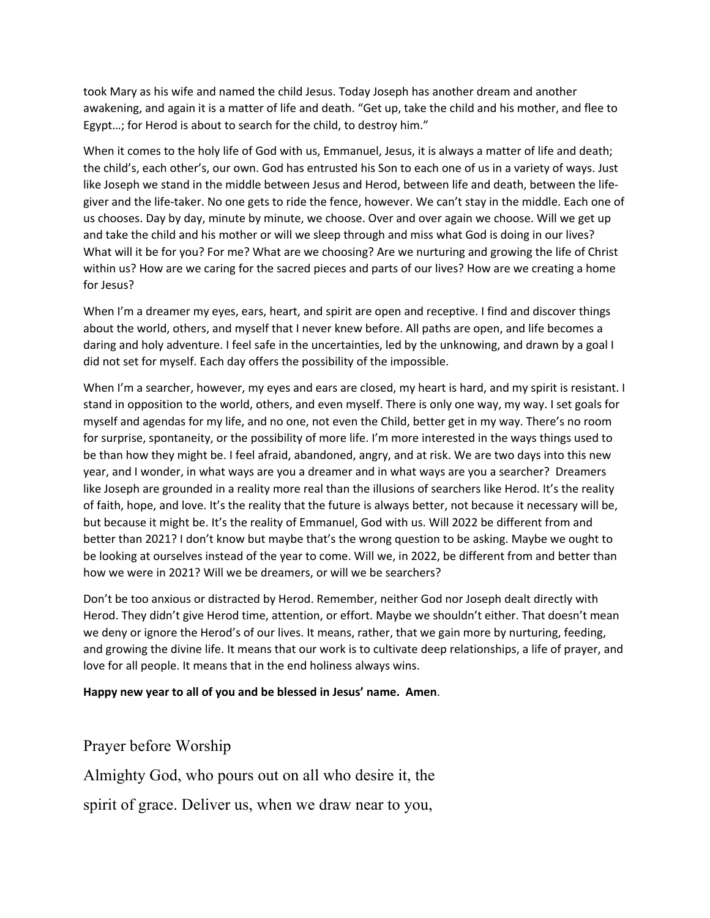took Mary as his wife and named the child Jesus. Today Joseph has another dream and another awakening, and again it is a matter of life and death. "Get up, take the child and his mother, and flee to Egypt…; for Herod is about to search for the child, to destroy him."

When it comes to the holy life of God with us, Emmanuel, Jesus, it is always a matter of life and death; the child's, each other's, our own. God has entrusted his Son to each one of us in a variety of ways. Just like Joseph we stand in the middle between Jesus and Herod, between life and death, between the life-giver and the life-taker. No one gets to ride the fence, however. We can't stay in the middle. Each one of us chooses. Day by day, minute by minute, we choose. Over and over again we choose. Will we get up and take the child and his mother or will we sleep through and miss what God is doing in our lives? What will it be for you? For me? What are we choosing? Are we nurturing and growing the life of Christ within us? How are we caring for the sacred pieces and parts of our lives? How are we creating a home for Jesus?

When I'm a dreamer my eyes, ears, heart, and spirit are open and receptive. I find and discover things about the world, others, and myself that I never knew before. All paths are open, and life becomes a daring and holy adventure. I feel safe in the uncertainties, led by the unknowing, and drawn by a goal I did not set for myself. Each day offers the possibility of the impossible.

When I'm a searcher, however, my eyes and ears are closed, my heart is hard, and my spirit is resistant. I stand in opposition to the world, others, and even myself. There is only one way, my way. I set goals for myself and agendas for my life, and no one, not even the Child, better get in my way. There's no room for surprise, spontaneity, or the possibility of more life. I'm more interested in the ways things used to be than how they might be. I feel afraid, abandoned, angry, and at risk. We are two days into this new year, and I wonder, in what ways are you a dreamer and in what ways are you a searcher? Dreamers like Joseph are grounded in a reality more real than the illusions of searchers like Herod. It's the reality of faith, hope, and love. It's the reality that the future is always better, not because it necessary will be, but because it might be. It's the reality of Emmanuel, God with us. Will 2022 be different from and better than 2021? I don't know but maybe that's the wrong question to be asking. Maybe we ought to be looking at ourselves instead of the year to come. Will we, in 2022, be different from and better than how we were in 2021? Will we be dreamers, or will we be searchers?

Don't be too anxious or distracted by Herod. Remember, neither God nor Joseph dealt directly with Herod. They didn't give Herod time, attention, or effort. Maybe we shouldn't either. That doesn't mean we deny or ignore the Herod's of our lives. It means, rather, that we gain more by nurturing, feeding, and growing the divine life. It means that our work is to cultivate deep relationships, a life of prayer, and love for all people. It means that in the end holiness always wins.

**Happy new year to all of you and be blessed in Jesus' name. Amen**.

Prayer before Worship

Almighty God, who pours out on all who desire it, the spirit of grace. Deliver us, when we draw near to you,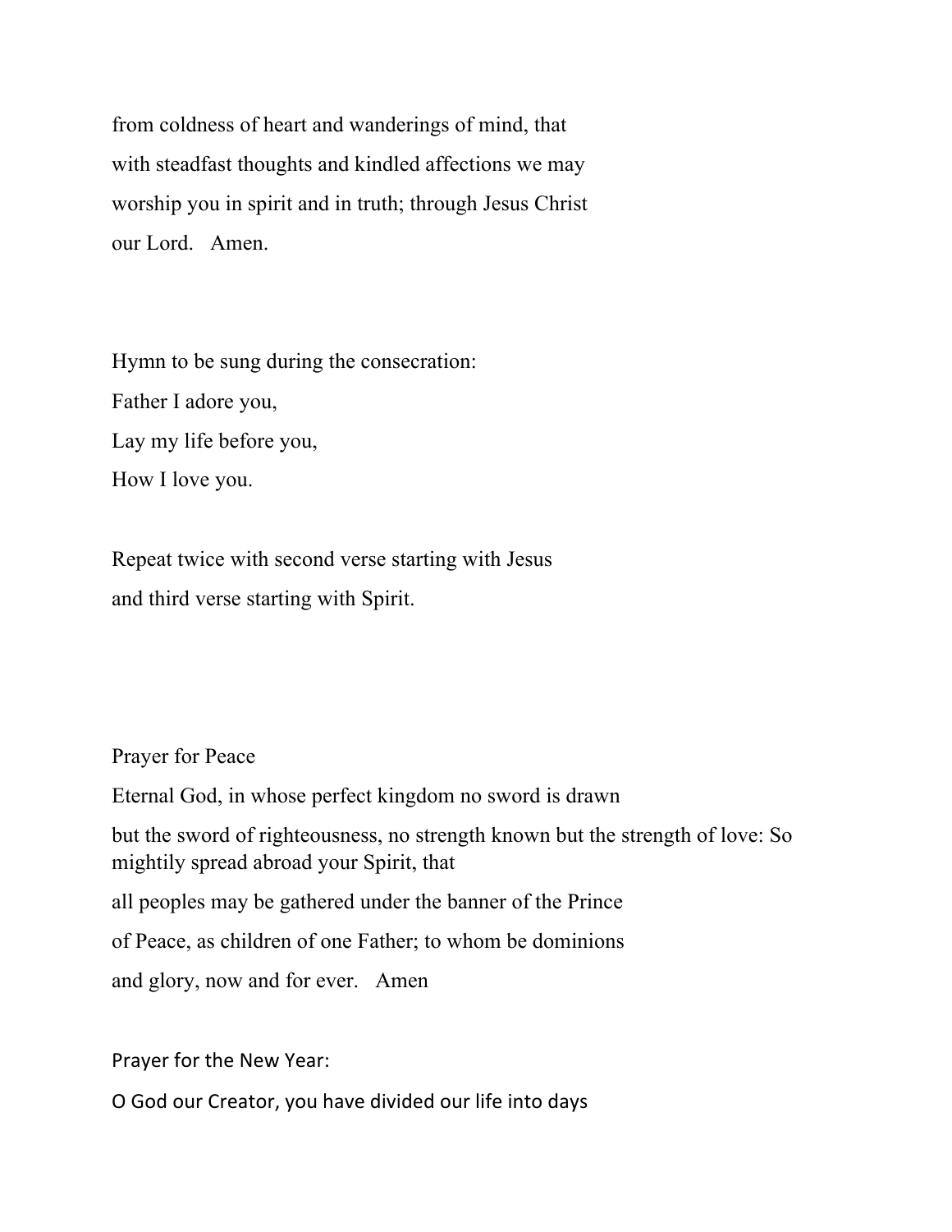from coldness of heart and wanderings of mind, that with steadfast thoughts and kindled affections we may worship you in spirit and in truth; through Jesus Christ our Lord.   Amen.

Hymn to be sung during the consecration:

Father I adore you,
Lay my life before you,
How I love you.

Repeat twice with second verse starting with Jesus and third verse starting with Spirit.

Prayer for Peace

Eternal God, in whose perfect kingdom no sword is drawn but the sword of righteousness, no strength known but the strength of love: So mightily spread abroad your Spirit, that all peoples may be gathered under the banner of the Prince of Peace, as children of one Father; to whom be dominions and glory, now and for ever.   Amen

Prayer for the New Year:

O God our Creator, you have divided our life into days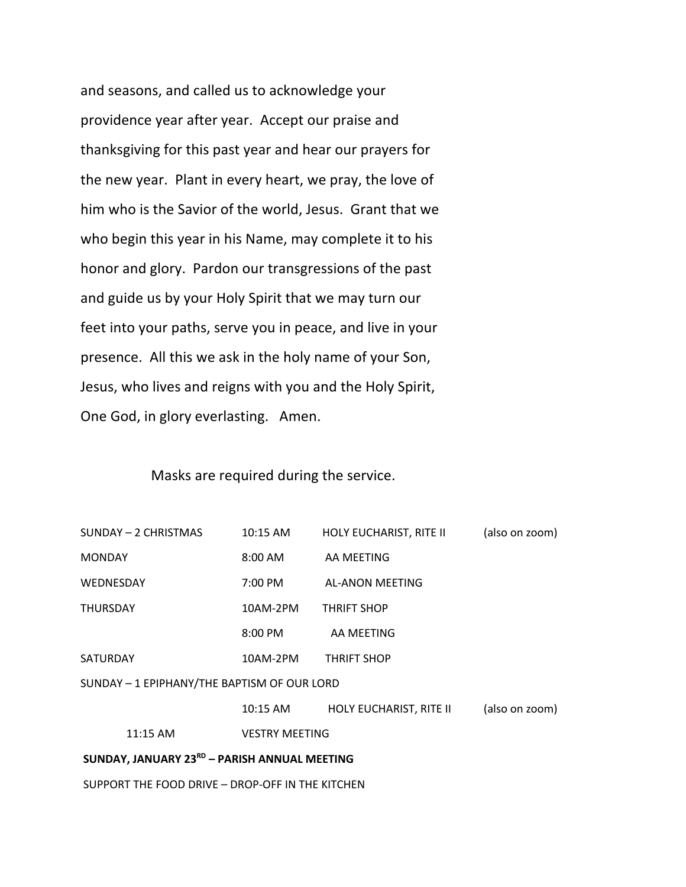and seasons, and called us to acknowledge your providence year after year. Accept our praise and thanksgiving for this past year and hear our prayers for the new year. Plant in every heart, we pray, the love of him who is the Savior of the world, Jesus. Grant that we who begin this year in his Name, may complete it to his honor and glory. Pardon our transgressions of the past and guide us by your Holy Spirit that we may turn our feet into your paths, serve you in peace, and live in your presence. All this we ask in the holy name of your Son, Jesus, who lives and reigns with you and the Holy Spirit, One God, in glory everlasting. Amen.

Masks are required during the service.

| | | | |
|---|---|---|---|
| SUNDAY – 2 CHRISTMAS | 10:15 AM | HOLY EUCHARIST, RITE II | (also on zoom) |
| MONDAY | 8:00 AM | AA MEETING | |
| WEDNESDAY | 7:00 PM | AL-ANON MEETING | |
| THURSDAY | 10AM-2PM | THRIFT SHOP | |
| | 8:00 PM | AA MEETING | |
| SATURDAY | 10AM-2PM | THRIFT SHOP | |
| SUNDAY – 1 EPIPHANY/THE BAPTISM OF OUR LORD | | | |
| | 10:15 AM | HOLY EUCHARIST, RITE II | (also on zoom) |
| 11:15 AM | VESTRY MEETING | | |

**SUNDAY, JANUARY 23RD – PARISH ANNUAL MEETING**

SUPPORT THE FOOD DRIVE – DROP-OFF IN THE KITCHEN